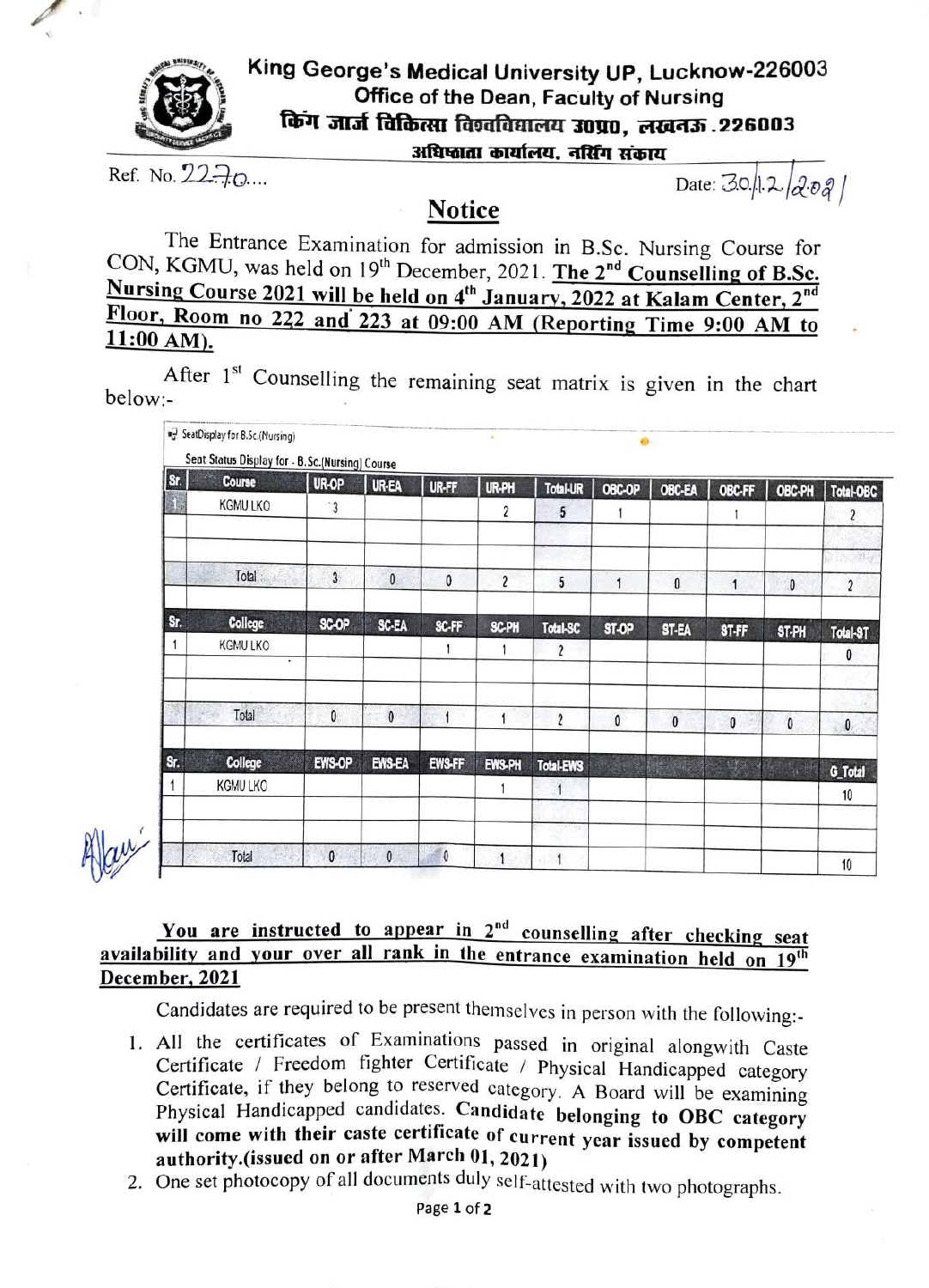# King George's Medical University UP, Lucknow-226003

## Office of the Dean, Faculty of Nursing

## किंग जार्ज चिकित्सा विश्वविद्यालय उ०प्र०, लखनऊ.226003

### अधिष्ठाता कार्यालय, नर्सिंग संकाय

Ref. No. 2270....

Date: 30.12.2021

## Notice

The Entrance Examination for admission in B.Sc. Nursing Course for CON, KGMU, was held on 19th December, 2021. **The 2nd Counselling of B.Sc. Nursing Course 2021 will be held on 4th January, 2022 at Kalam Center, 2nd Floor, Room no 222 and 223 at 09:00 AM (Reporting Time 9:00 AM to 11:00 AM).**

After 1st Counselling the remaining seat matrix is given in the chart below:-

SeatDisplay for B.Sc.(Nursing)

Seat Status Display for - B.Sc.(Nursing) Course

| Sr. | Course | UR-OP | UR-EA | UR-FF | UR-PH | Total-UR | OBC-OP | OBC-EA | OBC-FF | OBC-PH | Total-OBC |
|---|---|---|---|---|---|---|---|---|---|---|---|
| 1 | KGMU LKO | 3 | | | 2 | 5 | 1 | | 1 | | 2 |
| | Total | 3 | 0 | 0 | 2 | 5 | 1 | 0 | 1 | 0 | 2 |

| Sr. | College | SC-OP | SC-EA | SC-FF | SC-PH | Total-SC | ST-OP | ST-EA | ST-FF | ST-PH | Total-ST |
|---|---|---|---|---|---|---|---|---|---|---|---|
| 1 | KGMU LKO | | | 1 | 1 | 2 | | | | | 0 |
| | Total | 0 | 0 | 1 | 1 | 2 | 0 | 0 | 0 | 0 | 0 |

| Sr. | College | EWS-OP | EWS-EA | EWS-FF | EWS-PH | Total-EWS | | | | | G_Total |
|---|---|---|---|---|---|---|---|---|---|---|---|
| 1 | KGMU LKO | | | | 1 | 1 | | | | | 10 |
| | Total | 0 | 0 | 0 | 1 | 1 | | | | | 10 |

**You are instructed to appear in 2nd counselling after checking seat availability and your over all rank in the entrance examination held on 19th December, 2021**

Candidates are required to be present themselves in person with the following:-

1. All the certificates of Examinations passed in original alongwith Caste Certificate / Freedom fighter Certificate / Physical Handicapped category Certificate, if they belong to reserved category. A Board will be examining Physical Handicapped candidates. **Candidate belonging to OBC category will come with their caste certificate of current year issued by competent authority.(issued on or after March 01, 2021)**
2. One set photocopy of all documents duly self-attested with two photographs.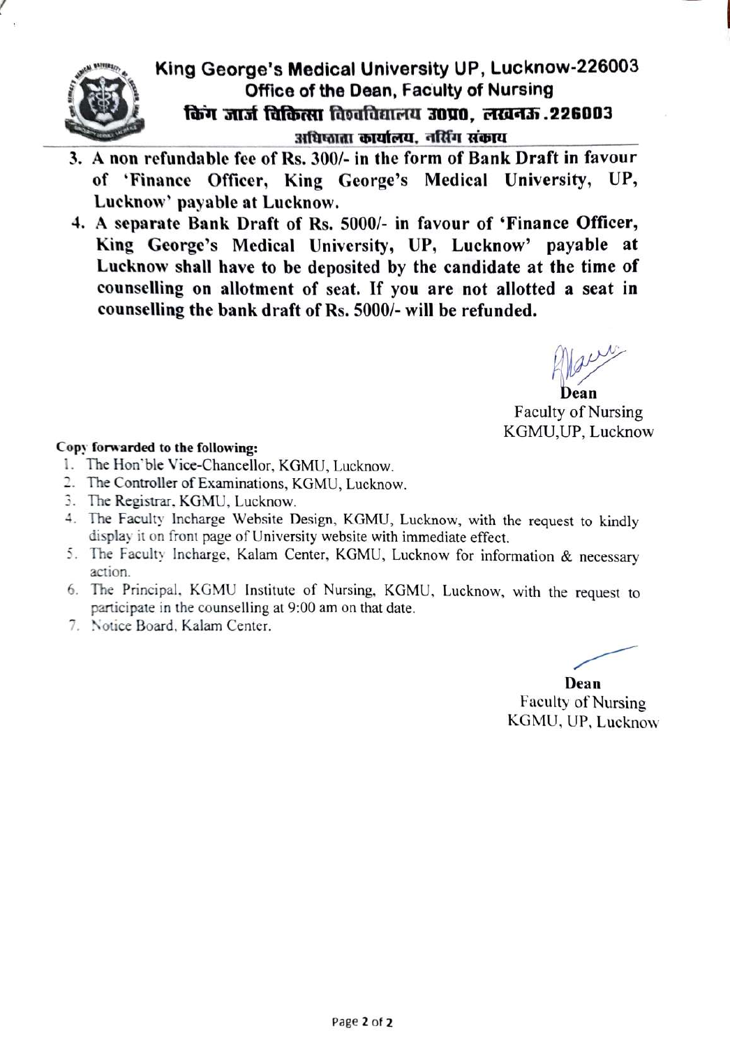# King George's Medical University UP, Lucknow-226003

## Office of the Dean, Faculty of Nursing

## किंग जार्ज चिकित्सा विश्वविद्यालय उ0प्र0, लखनऊ.226003

### अधिष्ठाता कार्यालय, नर्सिंग संकाय

3. **A non refundable fee of Rs. 300/- in the form of Bank Draft in favour of 'Finance Officer, King George's Medical University, UP, Lucknow' payable at Lucknow.**
4. **A separate Bank Draft of Rs. 5000/- in favour of 'Finance Officer, King George's Medical University, UP, Lucknow' payable at Lucknow shall have to be deposited by the candidate at the time of counselling on allotment of seat. If you are not allotted a seat in counselling the bank draft of Rs. 5000/- will be refunded.**

**Dean**
Faculty of Nursing
KGMU,UP, Lucknow

**Copy forwarded to the following:**

1. The Hon'ble Vice-Chancellor, KGMU, Lucknow.
2. The Controller of Examinations, KGMU, Lucknow.
3. The Registrar, KGMU, Lucknow.
4. The Faculty Incharge Website Design, KGMU, Lucknow, with the request to kindly display it on front page of University website with immediate effect.
5. The Faculty Incharge, Kalam Center, KGMU, Lucknow for information & necessary action.
6. The Principal, KGMU Institute of Nursing, KGMU, Lucknow, with the request to participate in the counselling at 9:00 am on that date.
7. Notice Board, Kalam Center.

**Dean**
Faculty of Nursing
KGMU, UP, Lucknow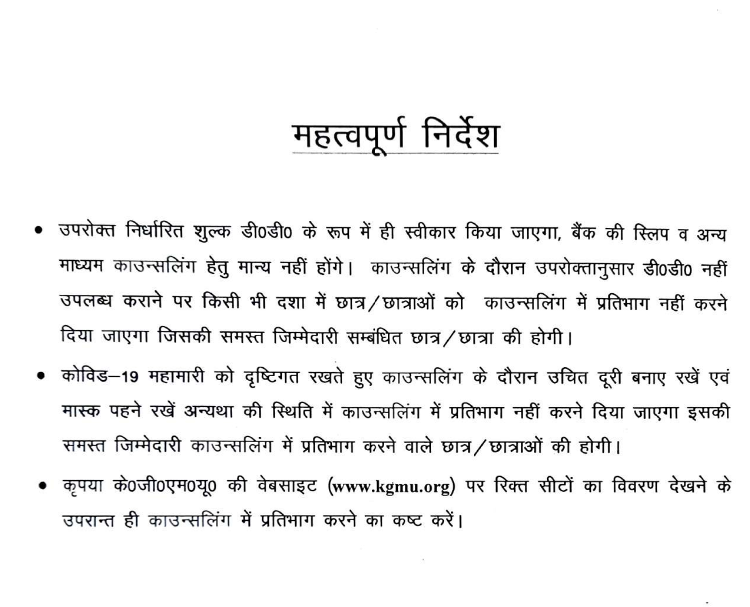# महत्वपूर्ण निर्देश

- उपरोक्त निर्धारित शुल्क डी0डी0 के रूप में ही स्वीकार किया जाएगा, बैंक की स्लिप व अन्य माध्यम काउन्सलिंग हेतु मान्य नहीं होंगे। काउन्सलिंग के दौरान उपरोक्तानुसार डी0डी0 नहीं उपलब्ध कराने पर किसी भी दशा में छात्र/छात्राओं को काउन्सलिंग में प्रतिभाग नहीं करने दिया जाएगा जिसकी समस्त जिम्मेदारी सम्बंधित छात्र/छात्रा की होगी।
- कोविड–19 महामारी को दृष्टिगत रखते हुए काउन्सलिंग के दौरान उचित दूरी बनाए रखें एवं मास्क पहने रखें अन्यथा की स्थिति में काउन्सलिंग में प्रतिभाग नहीं करने दिया जाएगा इसकी समस्त जिम्मेदारी काउन्सलिंग में प्रतिभाग करने वाले छात्र/छात्राओं की होगी।
- कृपया के0जी0एम0यू0 की वेबसाइट (**www.kgmu.org**) पर रिक्त सीटों का विवरण देखने के उपरान्त ही काउन्सलिंग में प्रतिभाग करने का कष्ट करें।